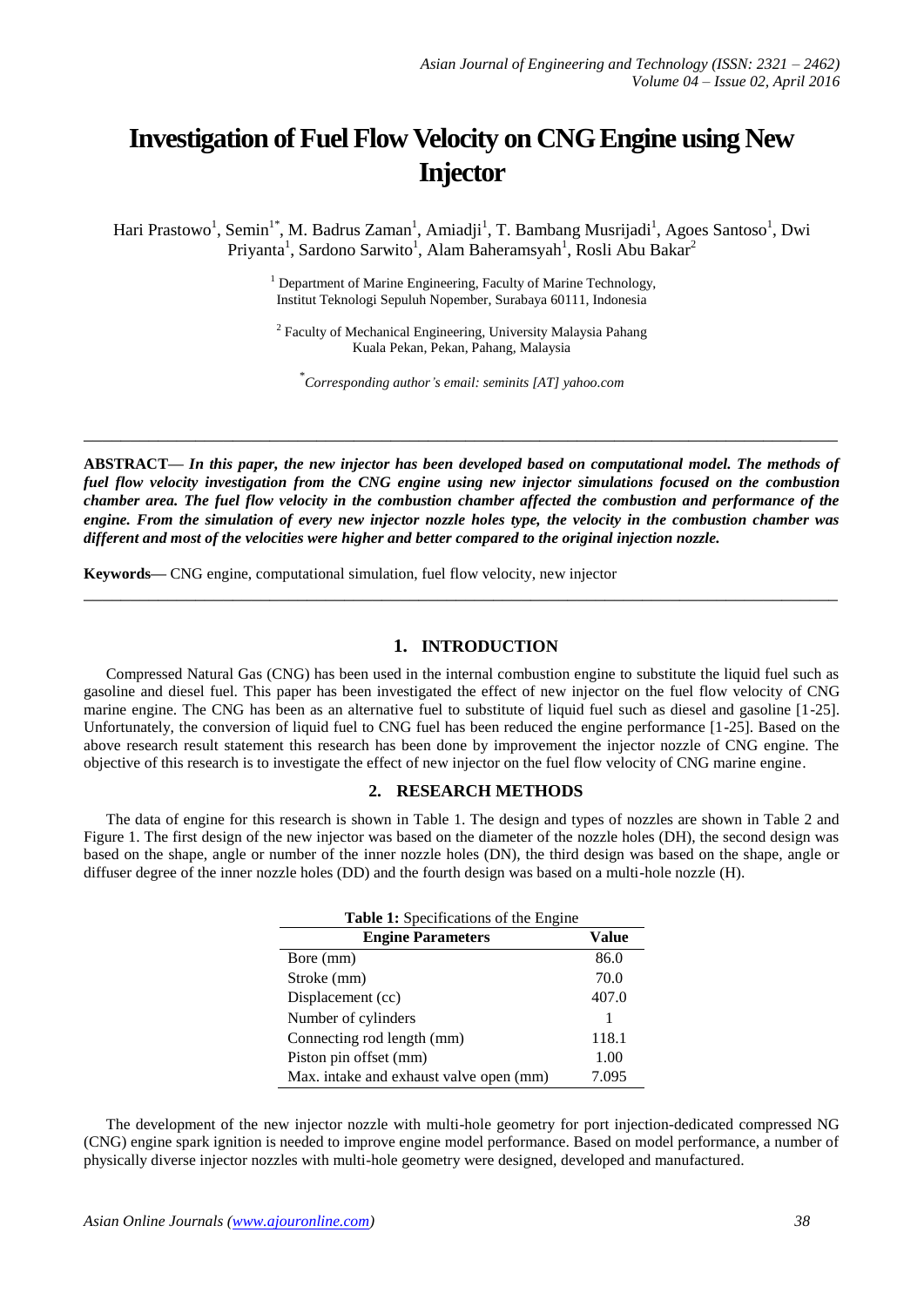# Investigation of Fuel Flow Velocity on CNG Engine using New Injector

Hari Prastowo[1], Semin[1*], M. Badrus Zaman[1], Amiadji[1], T. Bambang Musrijadi[1], Agoes Santoso[1], Dwi Priyanta[1], Sardono Sarwito[1], Alam Baheramsyah[1], Rosli Abu Bakar[2]

[1] Department of Marine Engineering, Faculty of Marine Technology, Institut Teknologi Sepuluh Nopember, Surabaya 60111, Indonesia

[2] Faculty of Mechanical Engineering, University Malaysia Pahang Kuala Pekan, Pekan, Pahang, Malaysia

[*] *Corresponding author's email: seminits [AT] yahoo.com*

---

**ABSTRACT—** ***In this paper, the new injector has been developed based on computational model. The methods of fuel flow velocity investigation from the CNG engine using new injector simulations focused on the combustion chamber area. The fuel flow velocity in the combustion chamber affected the combustion and performance of the engine. From the simulation of every new injector nozzle holes type, the velocity in the combustion chamber was different and most of the velocities were higher and better compared to the original injection nozzle.***

**Keywords—** CNG engine, computational simulation, fuel flow velocity, new injector

---

## 1. INTRODUCTION

Compressed Natural Gas (CNG) has been used in the internal combustion engine to substitute the liquid fuel such as gasoline and diesel fuel. This paper has been investigated the effect of new injector on the fuel flow velocity of CNG marine engine. The CNG has been as an alternative fuel to substitute of liquid fuel such as diesel and gasoline [1-25]. Unfortunately, the conversion of liquid fuel to CNG fuel has been reduced the engine performance [1-25]. Based on the above research result statement this research has been done by improvement the injector nozzle of CNG engine. The objective of this research is to investigate the effect of new injector on the fuel flow velocity of CNG marine engine.

## 2. RESEARCH METHODS

The data of engine for this research is shown in Table 1. The design and types of nozzles are shown in Table 2 and Figure 1. The first design of the new injector was based on the diameter of the nozzle holes (DH), the second design was based on the shape, angle or number of the inner nozzle holes (DN), the third design was based on the shape, angle or diffuser degree of the inner nozzle holes (DD) and the fourth design was based on a multi-hole nozzle (H).

**Table 1:** Specifications of the Engine

| Engine Parameters | Value |
| --- | --- |
| Bore (mm) | 86.0 |
| Stroke (mm) | 70.0 |
| Displacement (cc) | 407.0 |
| Number of cylinders | 1 |
| Connecting rod length (mm) | 118.1 |
| Piston pin offset (mm) | 1.00 |
| Max. intake and exhaust valve open (mm) | 7.095 |

The development of the new injector nozzle with multi-hole geometry for port injection-dedicated compressed NG (CNG) engine spark ignition is needed to improve engine model performance. Based on model performance, a number of physically diverse injector nozzles with multi-hole geometry were designed, developed and manufactured.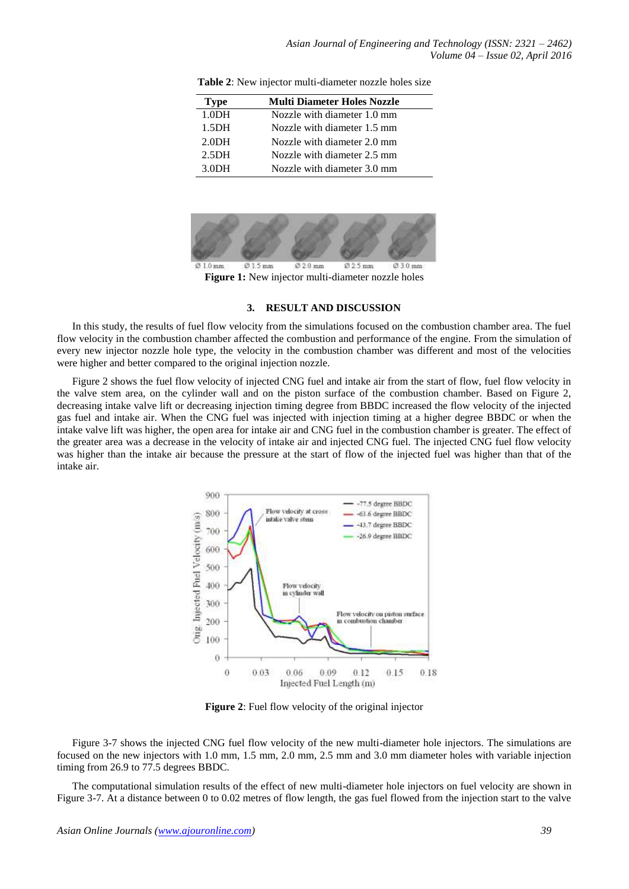**Table 2**: New injector multi-diameter nozzle holes size

| Type | Multi Diameter Holes Nozzle |
|---|---|
| 1.0DH | Nozzle with diameter 1.0 mm |
| 1.5DH | Nozzle with diameter 1.5 mm |
| 2.0DH | Nozzle with diameter 2.0 mm |
| 2.5DH | Nozzle with diameter 2.5 mm |
| 3.0DH | Nozzle with diameter 3.0 mm |

**Figure 1:** New injector multi-diameter nozzle holes

## 3. RESULT AND DISCUSSION

In this study, the results of fuel flow velocity from the simulations focused on the combustion chamber area. The fuel flow velocity in the combustion chamber affected the combustion and performance of the engine. From the simulation of every new injector nozzle hole type, the velocity in the combustion chamber was different and most of the velocities were higher and better compared to the original injection nozzle.

Figure 2 shows the fuel flow velocity of injected CNG fuel and intake air from the start of flow, fuel flow velocity in the valve stem area, on the cylinder wall and on the piston surface of the combustion chamber. Based on Figure 2, decreasing intake valve lift or decreasing injection timing degree from BBDC increased the flow velocity of the injected gas fuel and intake air. When the CNG fuel was injected with injection timing at a higher degree BBDC or when the intake valve lift was higher, the open area for intake air and CNG fuel in the combustion chamber is greater. The effect of the greater area was a decrease in the velocity of intake air and injected CNG fuel. The injected CNG fuel flow velocity was higher than the intake air because the pressure at the start of flow of the injected fuel was higher than that of the intake air.

**Figure 2**: Fuel flow velocity of the original injector

Figure 3-7 shows the injected CNG fuel flow velocity of the new multi-diameter hole injectors. The simulations are focused on the new injectors with 1.0 mm, 1.5 mm, 2.0 mm, 2.5 mm and 3.0 mm diameter holes with variable injection timing from 26.9 to 77.5 degrees BBDC.

The computational simulation results of the effect of new multi-diameter hole injectors on fuel velocity are shown in Figure 3-7. At a distance between 0 to 0.02 metres of flow length, the gas fuel flowed from the injection start to the valve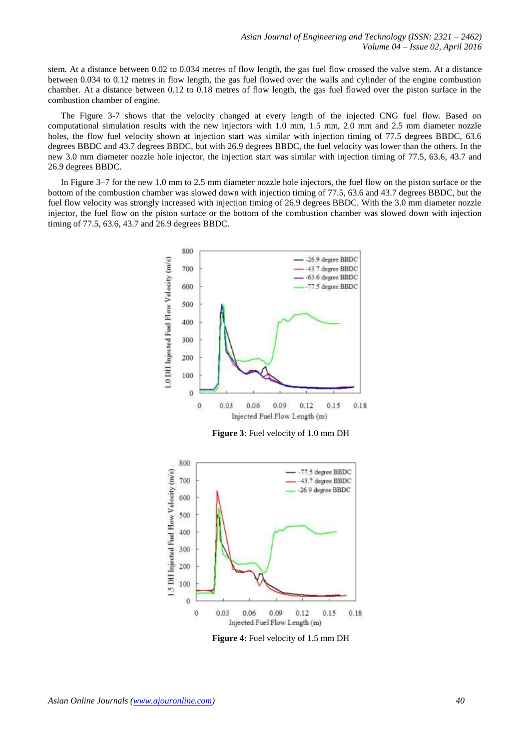stem. At a distance between 0.02 to 0.034 metres of flow length, the gas fuel flow crossed the valve stem. At a distance between 0.034 to 0.12 metres in flow length, the gas fuel flowed over the walls and cylinder of the engine combustion chamber. At a distance between 0.12 to 0.18 metres of flow length, the gas fuel flowed over the piston surface in the combustion chamber of engine.

The Figure 3-7 shows that the velocity changed at every length of the injected CNG fuel flow. Based on computational simulation results with the new injectors with 1.0 mm, 1.5 mm, 2.0 mm and 2.5 mm diameter nozzle holes, the flow fuel velocity shown at injection start was similar with injection timing of 77.5 degrees BBDC, 63.6 degrees BBDC and 43.7 degrees BBDC, but with 26.9 degrees BBDC, the fuel velocity was lower than the others. In the new 3.0 mm diameter nozzle hole injector, the injection start was similar with injection timing of 77.5, 63.6, 43.7 and 26.9 degrees BBDC.

In Figure 3–7 for the new 1.0 mm to 2.5 mm diameter nozzle hole injectors, the fuel flow on the piston surface or the bottom of the combustion chamber was slowed down with injection timing of 77.5, 63.6 and 43.7 degrees BBDC, but the fuel flow velocity was strongly increased with injection timing of 26.9 degrees BBDC. With the 3.0 mm diameter nozzle injector, the fuel flow on the piston surface or the bottom of the combustion chamber was slowed down with injection timing of 77.5, 63.6, 43.7 and 26.9 degrees BBDC.

**Figure 3**: Fuel velocity of 1.0 mm DH

**Figure 4**: Fuel velocity of 1.5 mm DH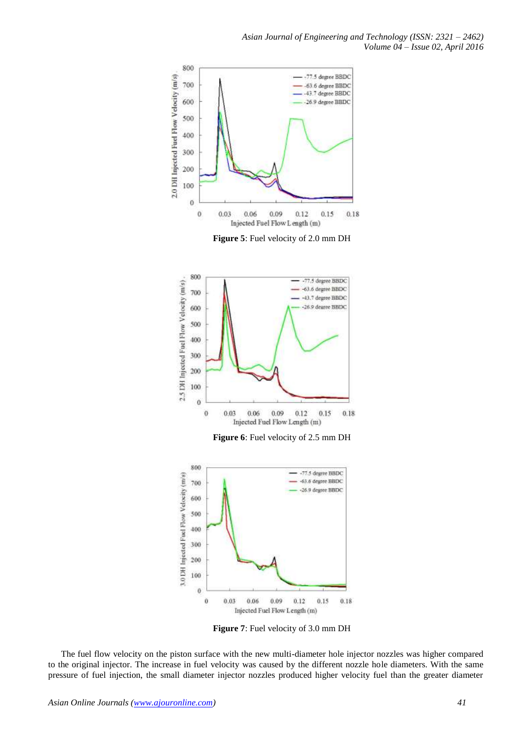**Figure 5**: Fuel velocity of 2.0 mm DH

**Figure 6**: Fuel velocity of 2.5 mm DH

**Figure 7**: Fuel velocity of 3.0 mm DH

The fuel flow velocity on the piston surface with the new multi-diameter hole injector nozzles was higher compared to the original injector. The increase in fuel velocity was caused by the different nozzle hole diameters. With the same pressure of fuel injection, the small diameter injector nozzles produced higher velocity fuel than the greater diameter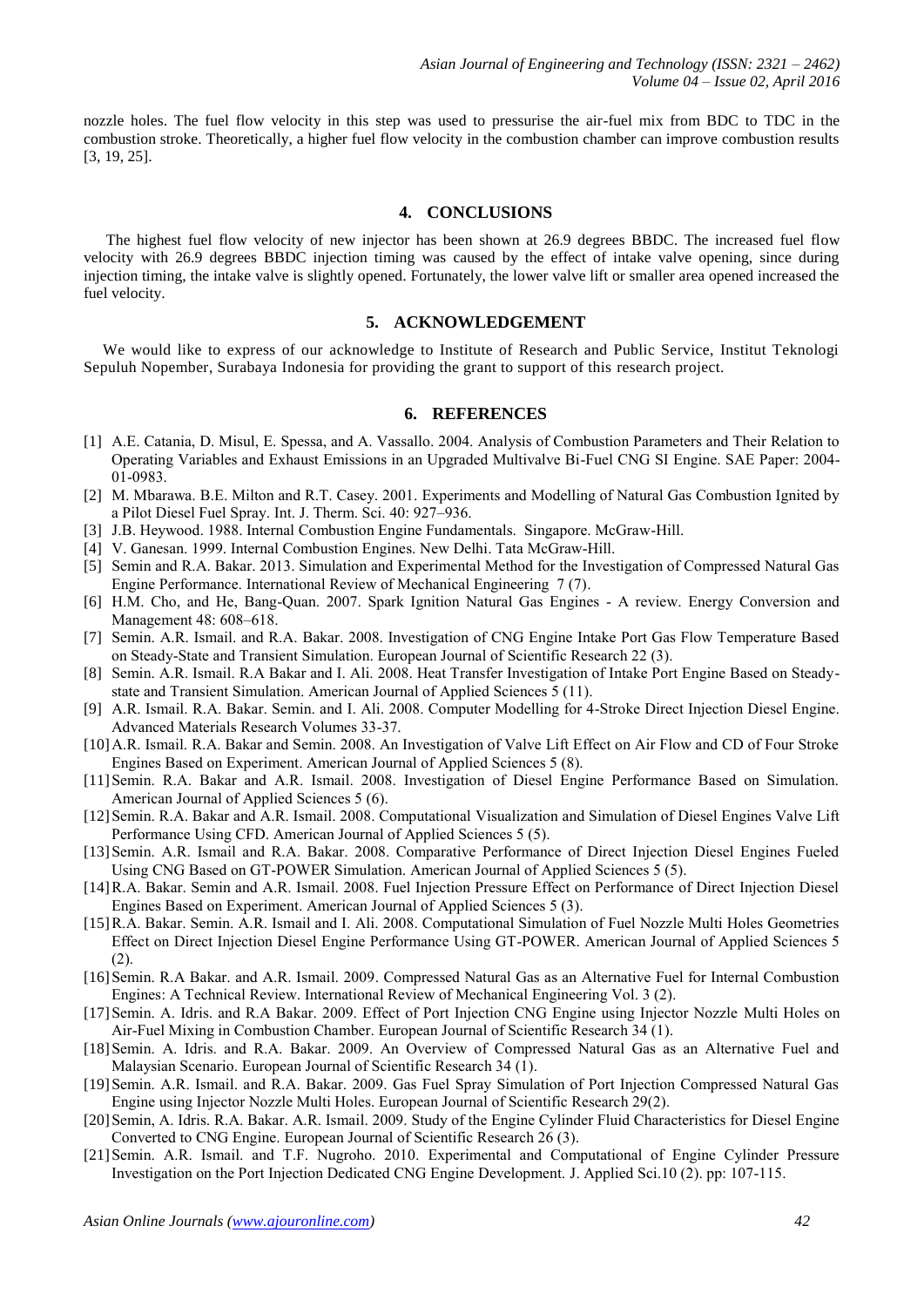nozzle holes. The fuel flow velocity in this step was used to pressurise the air-fuel mix from BDC to TDC in the combustion stroke. Theoretically, a higher fuel flow velocity in the combustion chamber can improve combustion results [3, 19, 25].

## 4. CONCLUSIONS

The highest fuel flow velocity of new injector has been shown at 26.9 degrees BBDC. The increased fuel flow velocity with 26.9 degrees BBDC injection timing was caused by the effect of intake valve opening, since during injection timing, the intake valve is slightly opened. Fortunately, the lower valve lift or smaller area opened increased the fuel velocity.

## 5. ACKNOWLEDGEMENT

We would like to express of our acknowledge to Institute of Research and Public Service, Institut Teknologi Sepuluh Nopember, Surabaya Indonesia for providing the grant to support of this research project.

## 6. REFERENCES

[1] A.E. Catania, D. Misul, E. Spessa, and A. Vassallo. 2004. Analysis of Combustion Parameters and Their Relation to Operating Variables and Exhaust Emissions in an Upgraded Multivalve Bi-Fuel CNG SI Engine. SAE Paper: 2004-01-0983.

[2] M. Mbarawa. B.E. Milton and R.T. Casey. 2001. Experiments and Modelling of Natural Gas Combustion Ignited by a Pilot Diesel Fuel Spray. Int. J. Therm. Sci. 40: 927–936.

[3] J.B. Heywood. 1988. Internal Combustion Engine Fundamentals. Singapore. McGraw-Hill.

[4] V. Ganesan. 1999. Internal Combustion Engines. New Delhi. Tata McGraw-Hill.

[5] Semin and R.A. Bakar. 2013. Simulation and Experimental Method for the Investigation of Compressed Natural Gas Engine Performance. International Review of Mechanical Engineering 7 (7).

[6] H.M. Cho, and He, Bang-Quan. 2007. Spark Ignition Natural Gas Engines - A review. Energy Conversion and Management 48: 608–618.

[7] Semin. A.R. Ismail. and R.A. Bakar. 2008. Investigation of CNG Engine Intake Port Gas Flow Temperature Based on Steady-State and Transient Simulation. European Journal of Scientific Research 22 (3).

[8] Semin. A.R. Ismail. R.A Bakar and I. Ali. 2008. Heat Transfer Investigation of Intake Port Engine Based on Steady-state and Transient Simulation. American Journal of Applied Sciences 5 (11).

[9] A.R. Ismail. R.A. Bakar. Semin. and I. Ali. 2008. Computer Modelling for 4-Stroke Direct Injection Diesel Engine. Advanced Materials Research Volumes 33-37.

[10] A.R. Ismail. R.A. Bakar and Semin. 2008. An Investigation of Valve Lift Effect on Air Flow and CD of Four Stroke Engines Based on Experiment. American Journal of Applied Sciences 5 (8).

[11] Semin. R.A. Bakar and A.R. Ismail. 2008. Investigation of Diesel Engine Performance Based on Simulation. American Journal of Applied Sciences 5 (6).

[12] Semin. R.A. Bakar and A.R. Ismail. 2008. Computational Visualization and Simulation of Diesel Engines Valve Lift Performance Using CFD. American Journal of Applied Sciences 5 (5).

[13] Semin. A.R. Ismail and R.A. Bakar. 2008. Comparative Performance of Direct Injection Diesel Engines Fueled Using CNG Based on GT-POWER Simulation. American Journal of Applied Sciences 5 (5).

[14] R.A. Bakar. Semin and A.R. Ismail. 2008. Fuel Injection Pressure Effect on Performance of Direct Injection Diesel Engines Based on Experiment. American Journal of Applied Sciences 5 (3).

[15] R.A. Bakar. Semin. A.R. Ismail and I. Ali. 2008. Computational Simulation of Fuel Nozzle Multi Holes Geometries Effect on Direct Injection Diesel Engine Performance Using GT-POWER. American Journal of Applied Sciences 5 (2).

[16] Semin. R.A Bakar. and A.R. Ismail. 2009. Compressed Natural Gas as an Alternative Fuel for Internal Combustion Engines: A Technical Review. International Review of Mechanical Engineering Vol. 3 (2).

[17] Semin. A. Idris. and R.A Bakar. 2009. Effect of Port Injection CNG Engine using Injector Nozzle Multi Holes on Air-Fuel Mixing in Combustion Chamber. European Journal of Scientific Research 34 (1).

[18] Semin. A. Idris. and R.A. Bakar. 2009. An Overview of Compressed Natural Gas as an Alternative Fuel and Malaysian Scenario. European Journal of Scientific Research 34 (1).

[19] Semin. A.R. Ismail. and R.A. Bakar. 2009. Gas Fuel Spray Simulation of Port Injection Compressed Natural Gas Engine using Injector Nozzle Multi Holes. European Journal of Scientific Research 29(2).

[20] Semin, A. Idris. R.A. Bakar. A.R. Ismail. 2009. Study of the Engine Cylinder Fluid Characteristics for Diesel Engine Converted to CNG Engine. European Journal of Scientific Research 26 (3).

[21] Semin. A.R. Ismail. and T.F. Nugroho. 2010. Experimental and Computational of Engine Cylinder Pressure Investigation on the Port Injection Dedicated CNG Engine Development. J. Applied Sci.10 (2). pp: 107-115.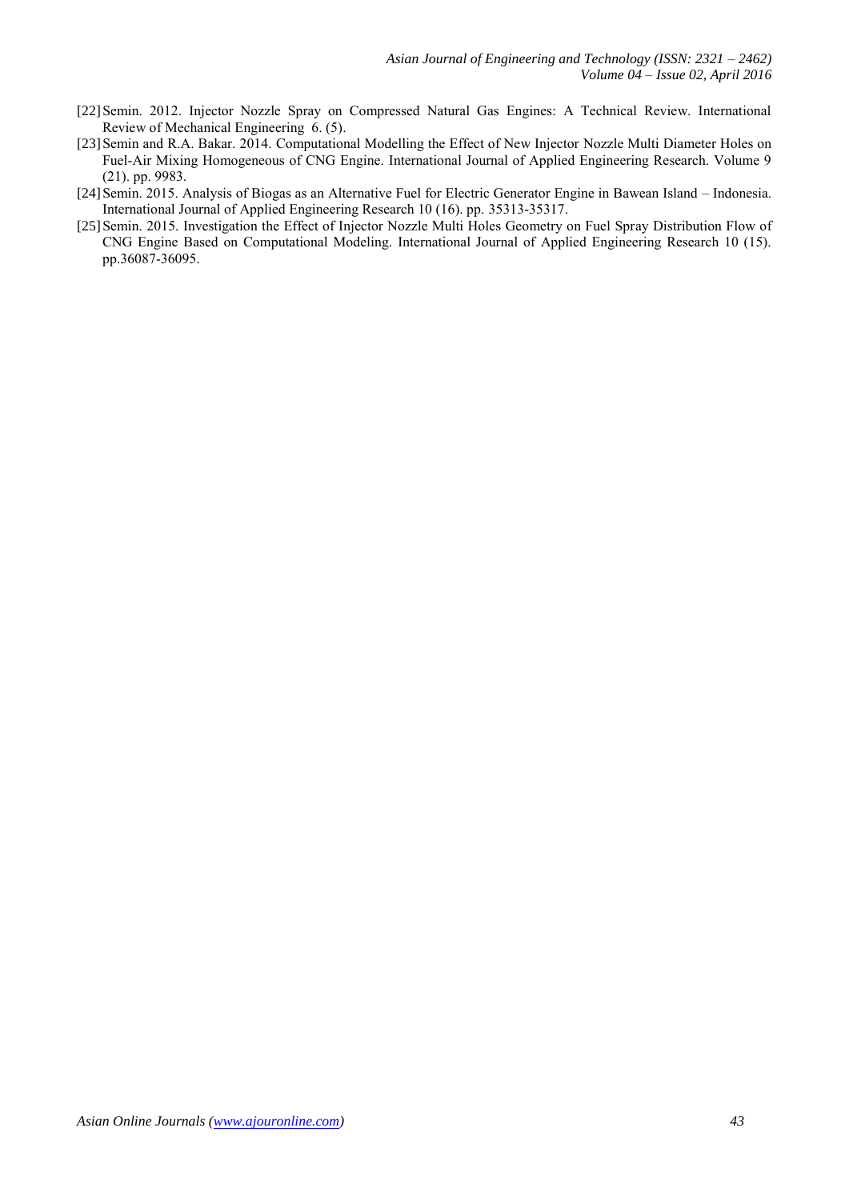[22] Semin. 2012. Injector Nozzle Spray on Compressed Natural Gas Engines: A Technical Review. International Review of Mechanical Engineering 6. (5).

[23] Semin and R.A. Bakar. 2014. Computational Modelling the Effect of New Injector Nozzle Multi Diameter Holes on Fuel-Air Mixing Homogeneous of CNG Engine. International Journal of Applied Engineering Research. Volume 9 (21). pp. 9983.

[24] Semin. 2015. Analysis of Biogas as an Alternative Fuel for Electric Generator Engine in Bawean Island – Indonesia. International Journal of Applied Engineering Research 10 (16). pp. 35313-35317.

[25] Semin. 2015. Investigation the Effect of Injector Nozzle Multi Holes Geometry on Fuel Spray Distribution Flow of CNG Engine Based on Computational Modeling. International Journal of Applied Engineering Research 10 (15). pp.36087-36095.